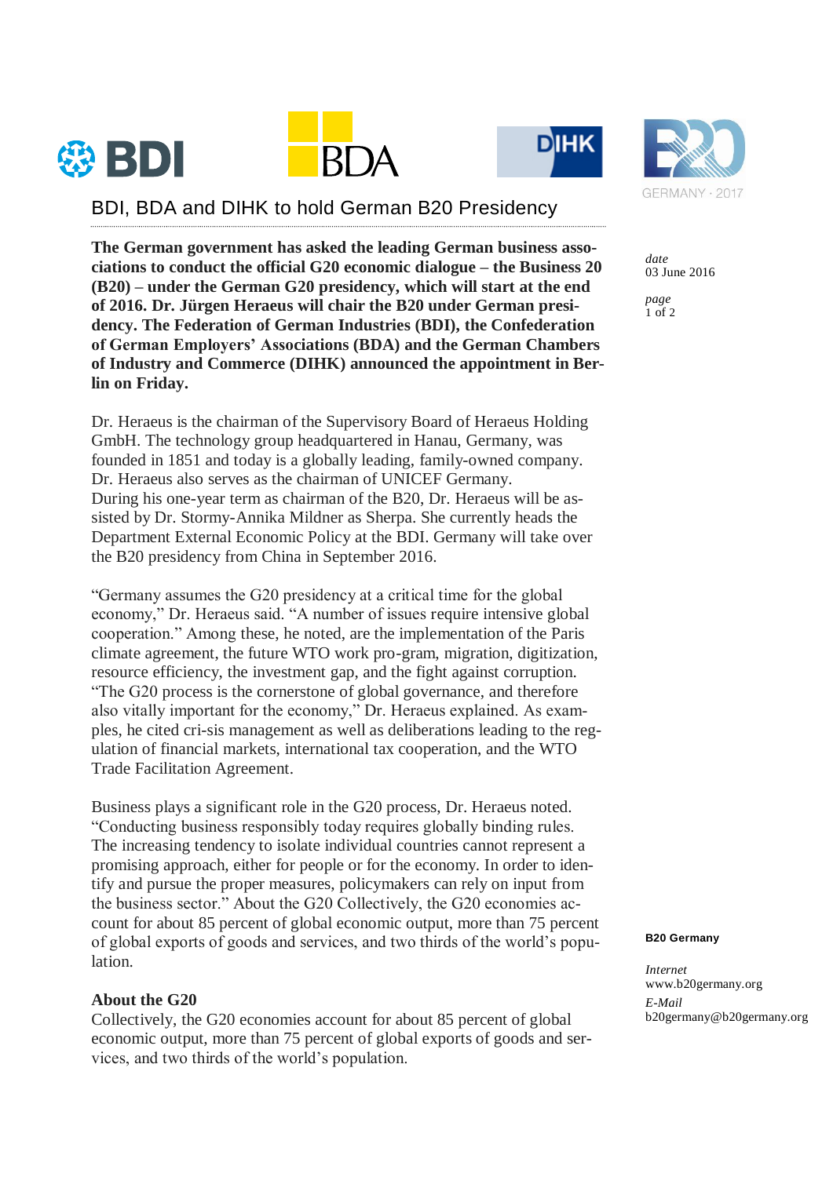# BDI, BDA and DIHK to hold German B20 Presidency

*date*
03 June 2016

**The German government has asked the leading German business associations to conduct the official G20 economic dialogue – the Business 20 (B20) – under the German G20 presidency, which will start at the end of 2016. Dr. Jürgen Heraeus will chair the B20 under German presidency. The Federation of German Industries (BDI), the Confederation of German Employers' Associations (BDA) and the German Chambers of Industry and Commerce (DIHK) announced the appointment in Berlin on Friday.**

Dr. Heraeus is the chairman of the Supervisory Board of Heraeus Holding GmbH. The technology group headquartered in Hanau, Germany, was founded in 1851 and today is a globally leading, family-owned company. Dr. Heraeus also serves as the chairman of UNICEF Germany.
During his one-year term as chairman of the B20, Dr. Heraeus will be assisted by Dr. Stormy-Annika Mildner as Sherpa. She currently heads the Department External Economic Policy at the BDI. Germany will take over the B20 presidency from China in September 2016.

"Germany assumes the G20 presidency at a critical time for the global economy," Dr. Heraeus said. "A number of issues require intensive global cooperation." Among these, he noted, are the implementation of the Paris climate agreement, the future WTO work pro-gram, migration, digitization, resource efficiency, the investment gap, and the fight against corruption. "The G20 process is the cornerstone of global governance, and therefore also vitally important for the economy," Dr. Heraeus explained. As examples, he cited cri-sis management as well as deliberations leading to the regulation of financial markets, international tax cooperation, and the WTO Trade Facilitation Agreement.

Business plays a significant role in the G20 process, Dr. Heraeus noted. "Conducting business responsibly today requires globally binding rules. The increasing tendency to isolate individual countries cannot represent a promising approach, either for people or for the economy. In order to identify and pursue the proper measures, policymakers can rely on input from the business sector." About the G20 Collectively, the G20 economies account for about 85 percent of global economic output, more than 75 percent of global exports of goods and services, and two thirds of the world's population.

### About the G20

Collectively, the G20 economies account for about 85 percent of global economic output, more than 75 percent of global exports of goods and services, and two thirds of the world's population.

**B20 Germany**

*Internet*
www.b20germany.org

*E-Mail*
b20germany@b20germany.org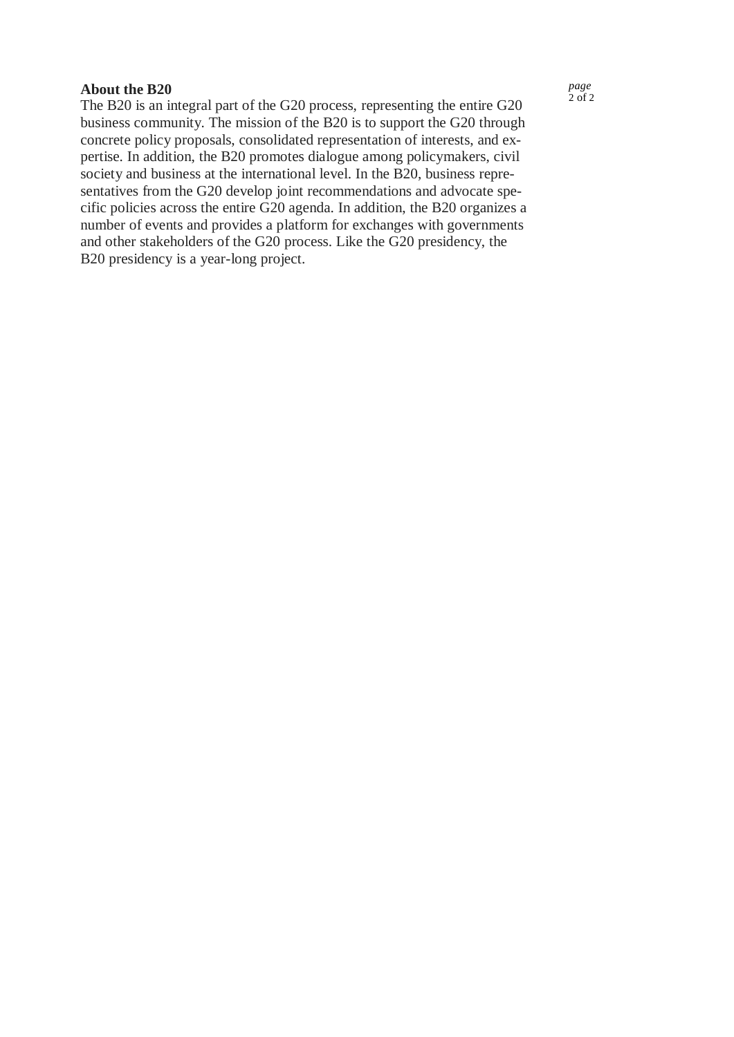**About the B20**

The B20 is an integral part of the G20 process, representing the entire G20 business community. The mission of the B20 is to support the G20 through concrete policy proposals, consolidated representation of interests, and expertise. In addition, the B20 promotes dialogue among policymakers, civil society and business at the international level. In the B20, business representatives from the G20 develop joint recommendations and advocate specific policies across the entire G20 agenda. In addition, the B20 organizes a number of events and provides a platform for exchanges with governments and other stakeholders of the G20 process. Like the G20 presidency, the B20 presidency is a year-long project.